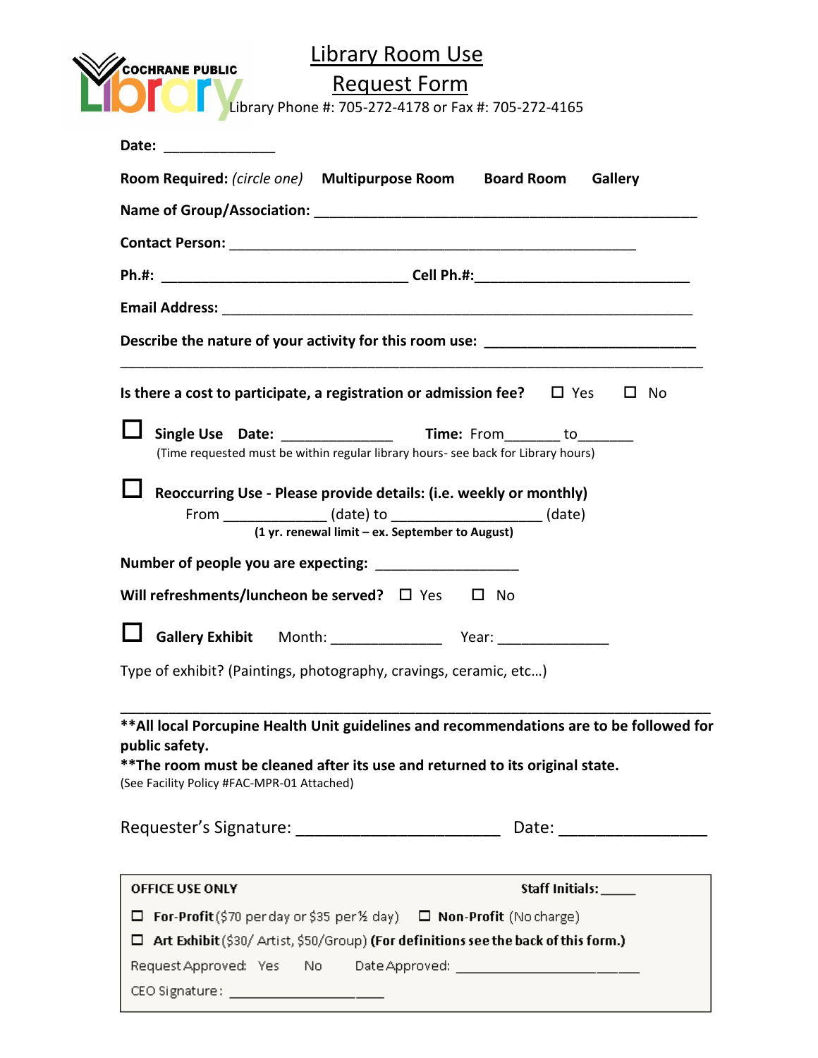COCHRANE PUBLIC Library

# Library Room Use Request Form

Library Phone #: 705-272-4178 or Fax #: 705-272-4165

**Date:** ______________

**Room Required:** *(circle one)* **Multipurpose Room** **Board Room** **Gallery**

**Name of Group/Association:** ______________________________________________

**Contact Person:** ______________________________________________

**Ph.#:** ______________________________ **Cell Ph.#:** ___________________________

**Email Address:** ___________________________________________________________

**Describe the nature of your activity for this room use:** _________________________

_____________________________________________________________________________

**Is there a cost to participate, a registration or admission fee?** ☐ Yes ☐ No

☐ **Single Use Date:** ______________ **Time:** From_______ to_______
(Time requested must be within regular library hours- see back for Library hours)

☐ **Reoccurring Use - Please provide details: (i.e. weekly or monthly)**
From _____________ (date) to __________________ (date)
**(1 yr. renewal limit – ex. September to August)**

**Number of people you are expecting:** _________________

**Will refreshments/luncheon be served?** ☐ Yes ☐ No

☐ **Gallery Exhibit** Month: ______________ Year: ______________

Type of exhibit? (Paintings, photography, cravings, ceramic, etc…)

_____________________________________________________________________________

**\*\*All local Porcupine Health Unit guidelines and recommendations are to be followed for public safety.**

**\*\*The room must be cleaned after its use and returned to its original state.**

(See Facility Policy #FAC-MPR-01 Attached)

Requester's Signature: ______________________ Date: ________________

---

**OFFICE USE ONLY** **Staff Initials:** _____

☐ **For-Profit** ($70 per day or $35 per ½ day) ☐ **Non-Profit** (No charge)

☐ **Art Exhibit** ($30/ Artist, $50/Group) **(For definitions see the back of this form.)**

Request Approved: Yes No Date Approved: ________________________

CEO Signature: ____________________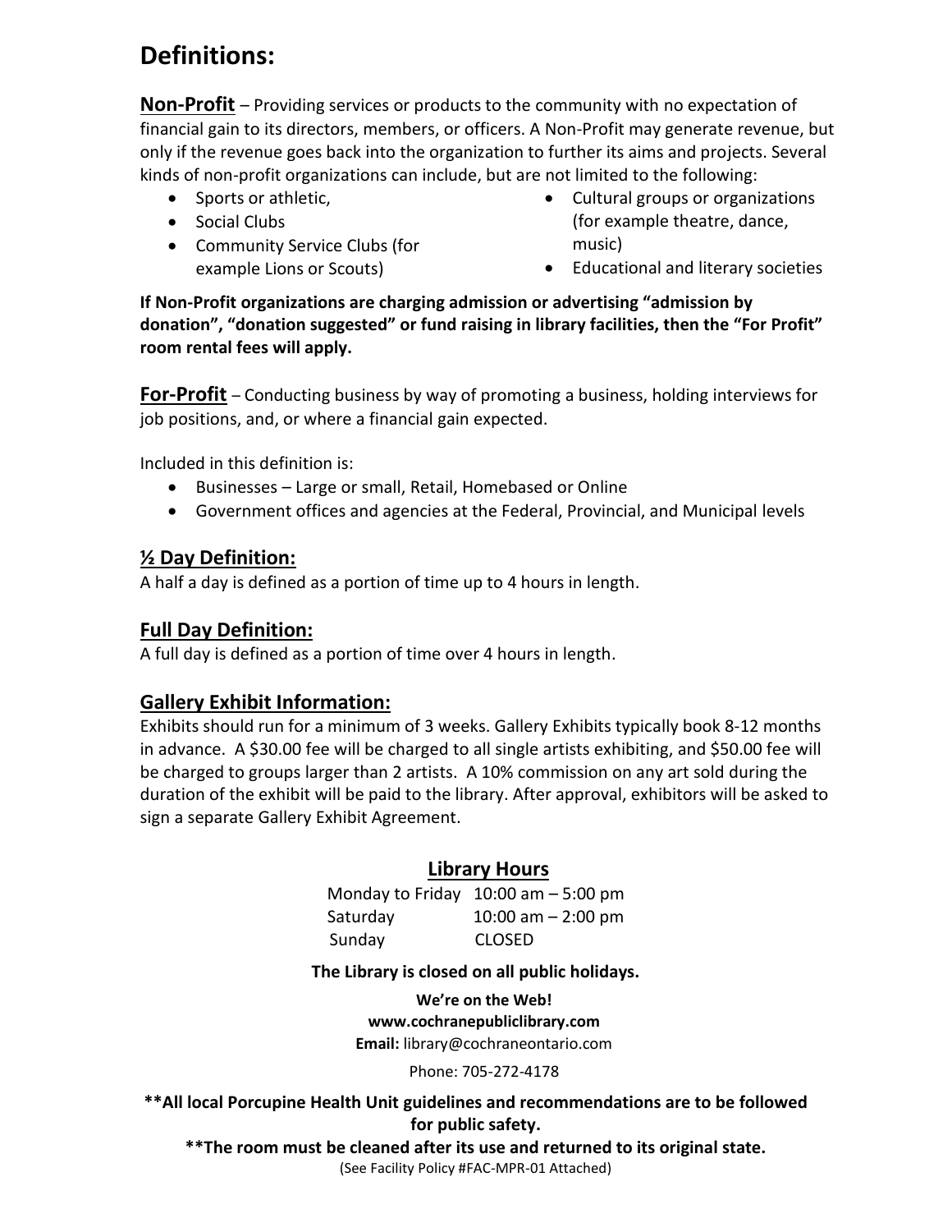# Definitions:

**Non-Profit** – Providing services or products to the community with no expectation of financial gain to its directors, members, or officers. A Non-Profit may generate revenue, but only if the revenue goes back into the organization to further its aims and projects. Several kinds of non-profit organizations can include, but are not limited to the following:

- Sports or athletic,
- Social Clubs
- Community Service Clubs (for example Lions or Scouts)
- Cultural groups or organizations (for example theatre, dance, music)
- Educational and literary societies

**If Non-Profit organizations are charging admission or advertising "admission by donation", "donation suggested" or fund raising in library facilities, then the "For Profit" room rental fees will apply.**

**For-Profit** – Conducting business by way of promoting a business, holding interviews for job positions, and, or where a financial gain expected.

Included in this definition is:

- Businesses – Large or small, Retail, Homebased or Online
- Government offices and agencies at the Federal, Provincial, and Municipal levels

## ½ Day Definition:

A half a day is defined as a portion of time up to 4 hours in length.

## Full Day Definition:

A full day is defined as a portion of time over 4 hours in length.

## Gallery Exhibit Information:

Exhibits should run for a minimum of 3 weeks. Gallery Exhibits typically book 8-12 months in advance. A $30.00 fee will be charged to all single artists exhibiting, and $50.00 fee will be charged to groups larger than 2 artists. A 10% commission on any art sold during the duration of the exhibit will be paid to the library. After approval, exhibitors will be asked to sign a separate Gallery Exhibit Agreement.

## Library Hours

| | |
|---|---|
| Monday to Friday | 10:00 am – 5:00 pm |
| Saturday | 10:00 am – 2:00 pm |
| Sunday | CLOSED |

**The Library is closed on all public holidays.**

**We're on the Web!**
**www.cochranepubliclibrary.com**
**Email:** library@cochraneontario.com

Phone: 705-272-4178

**\*\*All local Porcupine Health Unit guidelines and recommendations are to be followed for public safety.**

**\*\*The room must be cleaned after its use and returned to its original state.**

(See Facility Policy #FAC-MPR-01 Attached)